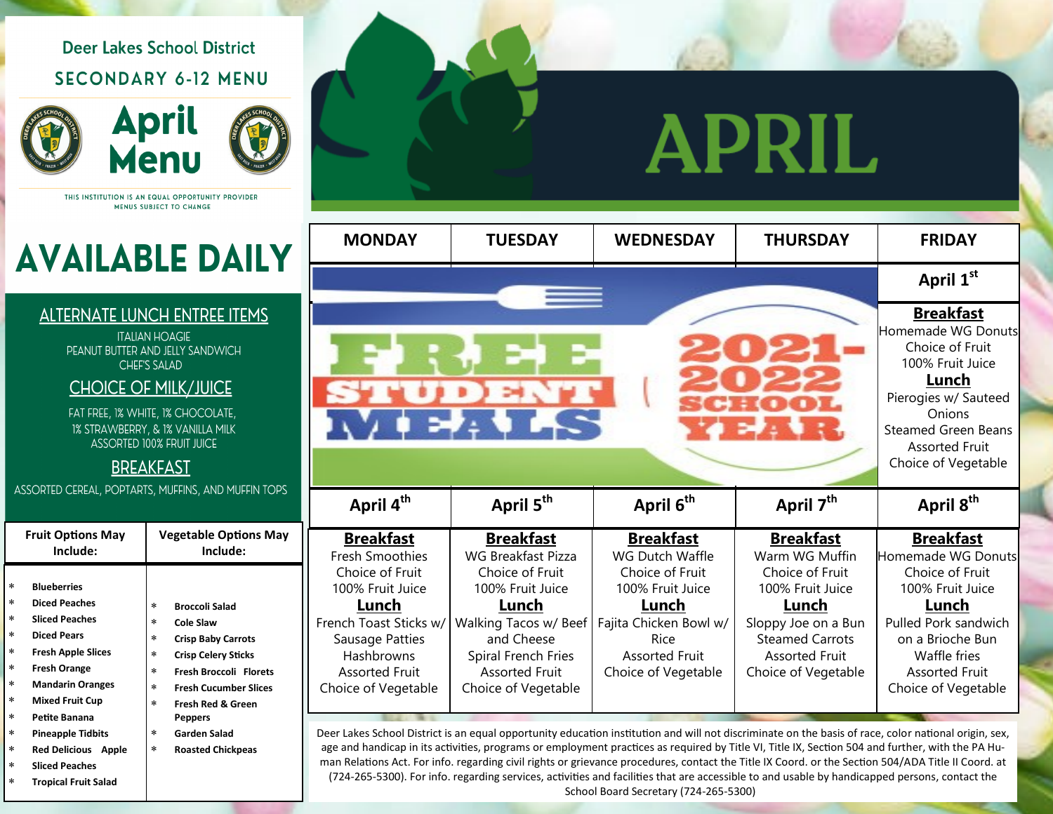# Deer Lakes School District

## SECONDARY 6-12 MENU

# April Menu

THIS INSTITUTION IS AN EQUAL OPPORTUNITY PROVIDER
MENUS SUBJECT TO CHANGE

# APRIL

## AVAILABLE DAILY

### ALTERNATE LUNCH ENTREE ITEMS

ITALIAN HOAGIE
PEANUT BUTTER AND JELLY SANDWICH
CHEF'S SALAD

### CHOICE OF MILK/JUICE

FAT FREE, 1% WHITE, 1% CHOCOLATE,
1% STRAWBERRY, & 1% VANILLA MILK
ASSORTED 100% FRUIT JUICE

### BREAKFAST

ASSORTED CEREAL, POPTARTS, MUFFINS, AND MUFFIN TOPS

| Fruit Options May Include: | Vegetable Options May Include: |
|---|---|
| * Blueberries | * Broccoli Salad |
| * Diced Peaches | * Cole Slaw |
| * Sliced Peaches | * Crisp Baby Carrots |
| * Diced Pears | * Crisp Celery Sticks |
| * Fresh Apple Slices | * Fresh Broccoli Florets |
| * Fresh Orange | * Fresh Cucumber Slices |
| * Mandarin Oranges | * Fresh Red & Green Peppers |
| * Mixed Fruit Cup | * Garden Salad |
| * Petite Banana | * Roasted Chickpeas |
| * Pineapple Tidbits | |
| * Red Delicious Apple | |
| * Sliced Peaches | |
| * Tropical Fruit Salad | |

| MONDAY | TUESDAY | WEDNESDAY | THURSDAY | FRIDAY |
|---|---|---|---|---|
| FREE STUDENT MEALS 2021-2022 SCHOOL YEAR | | | | **April 1st** |
| | | | | **Breakfast** Homemade WG Donuts, Choice of Fruit, 100% Fruit Juice **Lunch** Pierogies w/ Sauteed Onions, Steamed Green Beans, Assorted Fruit, Choice of Vegetable |
| **April 4th** | **April 5th** | **April 6th** | **April 7th** | **April 8th** |
| **Breakfast** Fresh Smoothies, Choice of Fruit, 100% Fruit Juice **Lunch** French Toast Sticks w/ Sausage Patties, Hashbrowns, Assorted Fruit, Choice of Vegetable | **Breakfast** WG Breakfast Pizza, Choice of Fruit, 100% Fruit Juice **Lunch** Walking Tacos w/ Beef and Cheese, Spiral French Fries, Assorted Fruit, Choice of Vegetable | **Breakfast** WG Dutch Waffle, Choice of Fruit, 100% Fruit Juice **Lunch** Fajita Chicken Bowl w/ Rice, Assorted Fruit, Choice of Vegetable | **Breakfast** Warm WG Muffin, Choice of Fruit, 100% Fruit Juice **Lunch** Sloppy Joe on a Bun, Steamed Carrots, Assorted Fruit, Choice of Vegetable | **Breakfast** Homemade WG Donuts, Choice of Fruit, 100% Fruit Juice **Lunch** Pulled Pork sandwich on a Brioche Bun, Waffle fries, Assorted Fruit, Choice of Vegetable |

Deer Lakes School District is an equal opportunity education institution and will not discriminate on the basis of race, color national origin, sex, age and handicap in its activities, programs or employment practices as required by Title VI, Title IX, Section 504 and further, with the PA Human Relations Act. For info. regarding civil rights or grievance procedures, contact the Title IX Coord. or the Section 504/ADA Title II Coord. at (724-265-5300). For info. regarding services, activities and facilities that are accessible to and usable by handicapped persons, contact the School Board Secretary (724-265-5300)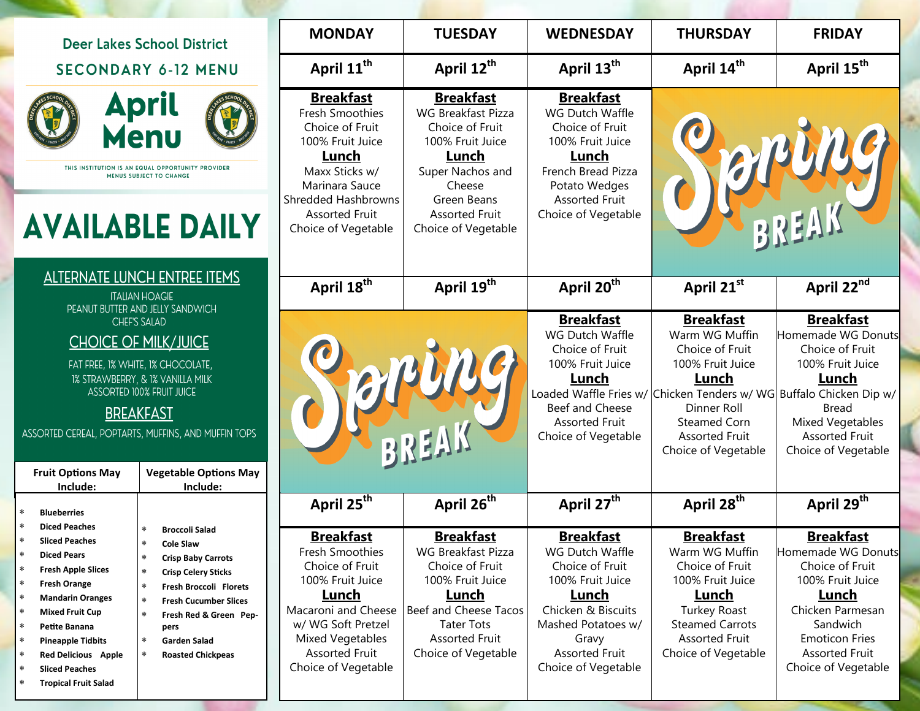# Deer Lakes School District

## SECONDARY 6-12 MENU

# April Menu

THIS INSTITUTION IS AN EQUAL OPPORTUNITY PROVIDER
MENUS SUBJECT TO CHANGE

# AVAILABLE DAILY

## ALTERNATE LUNCH ENTREE ITEMS

ITALIAN HOAGIE
PEANUT BUTTER AND JELLY SANDWICH
CHEF'S SALAD

## CHOICE OF MILK/JUICE

FAT FREE, 1% WHITE, 1% CHOCOLATE,
1% STRAWBERRY, & 1% VANILLA MILK
ASSORTED 100% FRUIT JUICE

## BREAKFAST

ASSORTED CEREAL, POPTARTS, MUFFINS, AND MUFFIN TOPS

| Fruit Options May Include: | Vegetable Options May Include: |
|---|---|
| * Blueberries | * Broccoli Salad |
| * Diced Peaches | * Cole Slaw |
| * Sliced Peaches | * Crisp Baby Carrots |
| * Diced Pears | * Crisp Celery Sticks |
| * Fresh Apple Slices | * Fresh Broccoli Florets |
| * Fresh Orange | * Fresh Cucumber Slices |
| * Mandarin Oranges | * Fresh Red & Green Peppers |
| * Mixed Fruit Cup | * Garden Salad |
| * Petite Banana | * Roasted Chickpeas |
| * Pineapple Tidbits | |
| * Red Delicious Apple | |
| * Sliced Peaches | |
| * Tropical Fruit Salad | |

| MONDAY | TUESDAY | WEDNESDAY | THURSDAY | FRIDAY |
|---|---|---|---|---|
| April 11th | April 12th | April 13th | April 14th | April 15th |
| **Breakfast**<br>Fresh Smoothies<br>Choice of Fruit<br>100% Fruit Juice<br>**Lunch**<br>Maxx Sticks w/ Marinara Sauce<br>Shredded Hashbrowns<br>Assorted Fruit<br>Choice of Vegetable | **Breakfast**<br>WG Breakfast Pizza<br>Choice of Fruit<br>100% Fruit Juice<br>**Lunch**<br>Super Nachos and Cheese<br>Green Beans<br>Assorted Fruit<br>Choice of Vegetable | **Breakfast**<br>WG Dutch Waffle<br>Choice of Fruit<br>100% Fruit Juice<br>**Lunch**<br>French Bread Pizza<br>Potato Wedges<br>Assorted Fruit<br>Choice of Vegetable | Spring BREAK | Spring BREAK |
| April 18th | April 19th | April 20th | April 21st | April 22nd |
| Spring BREAK | Spring BREAK | **Breakfast**<br>WG Dutch Waffle<br>Choice of Fruit<br>100% Fruit Juice<br>**Lunch**<br>Loaded Waffle Fries w/ Beef and Cheese<br>Assorted Fruit<br>Choice of Vegetable | **Breakfast**<br>Warm WG Muffin<br>Choice of Fruit<br>100% Fruit Juice<br>**Lunch**<br>Chicken Tenders w/ WG Dinner Roll<br>Steamed Corn<br>Assorted Fruit<br>Choice of Vegetable | **Breakfast**<br>Homemade WG Donuts<br>Choice of Fruit<br>100% Fruit Juice<br>**Lunch**<br>Buffalo Chicken Dip w/ Bread<br>Mixed Vegetables<br>Assorted Fruit<br>Choice of Vegetable |
| April 25th | April 26th | April 27th | April 28th | April 29th |
| **Breakfast**<br>Fresh Smoothies<br>Choice of Fruit<br>100% Fruit Juice<br>**Lunch**<br>Macaroni and Cheese w/ WG Soft Pretzel<br>Mixed Vegetables<br>Assorted Fruit<br>Choice of Vegetable | **Breakfast**<br>WG Breakfast Pizza<br>Choice of Fruit<br>100% Fruit Juice<br>**Lunch**<br>Beef and Cheese Tacos<br>Tater Tots<br>Assorted Fruit<br>Choice of Vegetable | **Breakfast**<br>WG Dutch Waffle<br>Choice of Fruit<br>100% Fruit Juice<br>**Lunch**<br>Chicken & Biscuits<br>Mashed Potatoes w/ Gravy<br>Assorted Fruit<br>Choice of Vegetable | **Breakfast**<br>Warm WG Muffin<br>Choice of Fruit<br>100% Fruit Juice<br>**Lunch**<br>Turkey Roast<br>Steamed Carrots<br>Assorted Fruit<br>Choice of Vegetable | **Breakfast**<br>Homemade WG Donuts<br>Choice of Fruit<br>100% Fruit Juice<br>**Lunch**<br>Chicken Parmesan Sandwich<br>Emoticon Fries<br>Assorted Fruit<br>Choice of Vegetable |